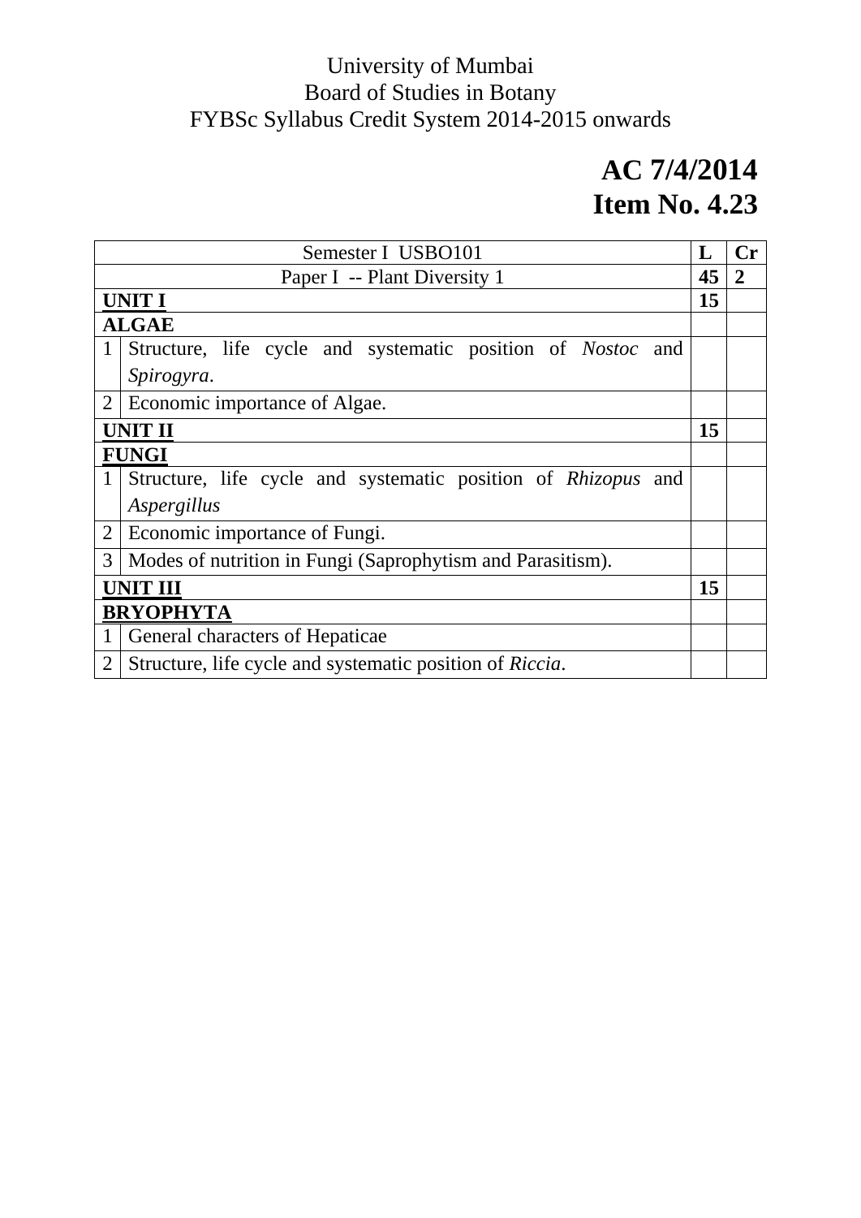University of Mumbai
Board of Studies in Botany
FYBSc Syllabus Credit System 2014-2015 onwards

**AC 7/4/2014**
**Item No. 4.23**

| Semester I USBO101 | | **L** | **Cr** |
|---|---|---|---|
| Paper I -- Plant Diversity 1 | | **45** | **2** |
| **UNIT I** | | **15** | |
| **ALGAE** | | | |
| 1 | Structure, life cycle and systematic position of *Nostoc* and *Spirogyra*. | | |
| 2 | Economic importance of Algae. | | |
| **UNIT II** | | **15** | |
| **FUNGI** | | | |
| 1 | Structure, life cycle and systematic position of *Rhizopus* and *Aspergillus* | | |
| 2 | Economic importance of Fungi. | | |
| 3 | Modes of nutrition in Fungi (Saprophytism and Parasitism). | | |
| **UNIT III** | | **15** | |
| **BRYOPHYTA** | | | |
| 1 | General characters of Hepaticae | | |
| 2 | Structure, life cycle and systematic position of *Riccia*. | | |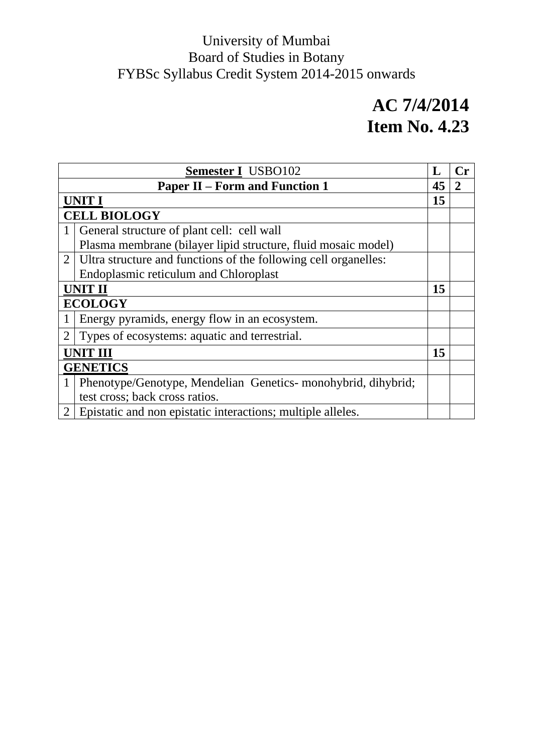University of Mumbai
Board of Studies in Botany
FYBSc Syllabus Credit System 2014-2015 onwards

**AC 7/4/2014**
**Item No. 4.23**

| **Semester I** USBO102 | | **L** | **Cr** |
|---|---|---|---|
| **Paper II – Form and Function 1** | | **45** | **2** |
| **UNIT I** | | **15** | |
| **CELL BIOLOGY** | | | |
| 1 | General structure of plant cell: cell wall<br>Plasma membrane (bilayer lipid structure, fluid mosaic model) | | |
| 2 | Ultra structure and functions of the following cell organelles:<br>Endoplasmic reticulum and Chloroplast | | |
| **UNIT II** | | **15** | |
| **ECOLOGY** | | | |
| 1 | Energy pyramids, energy flow in an ecosystem. | | |
| 2 | Types of ecosystems: aquatic and terrestrial. | | |
| **UNIT III** | | **15** | |
| **GENETICS** | | | |
| 1 | Phenotype/Genotype, Mendelian Genetics- monohybrid, dihybrid;<br>test cross; back cross ratios. | | |
| 2 | Epistatic and non epistatic interactions; multiple alleles. | | |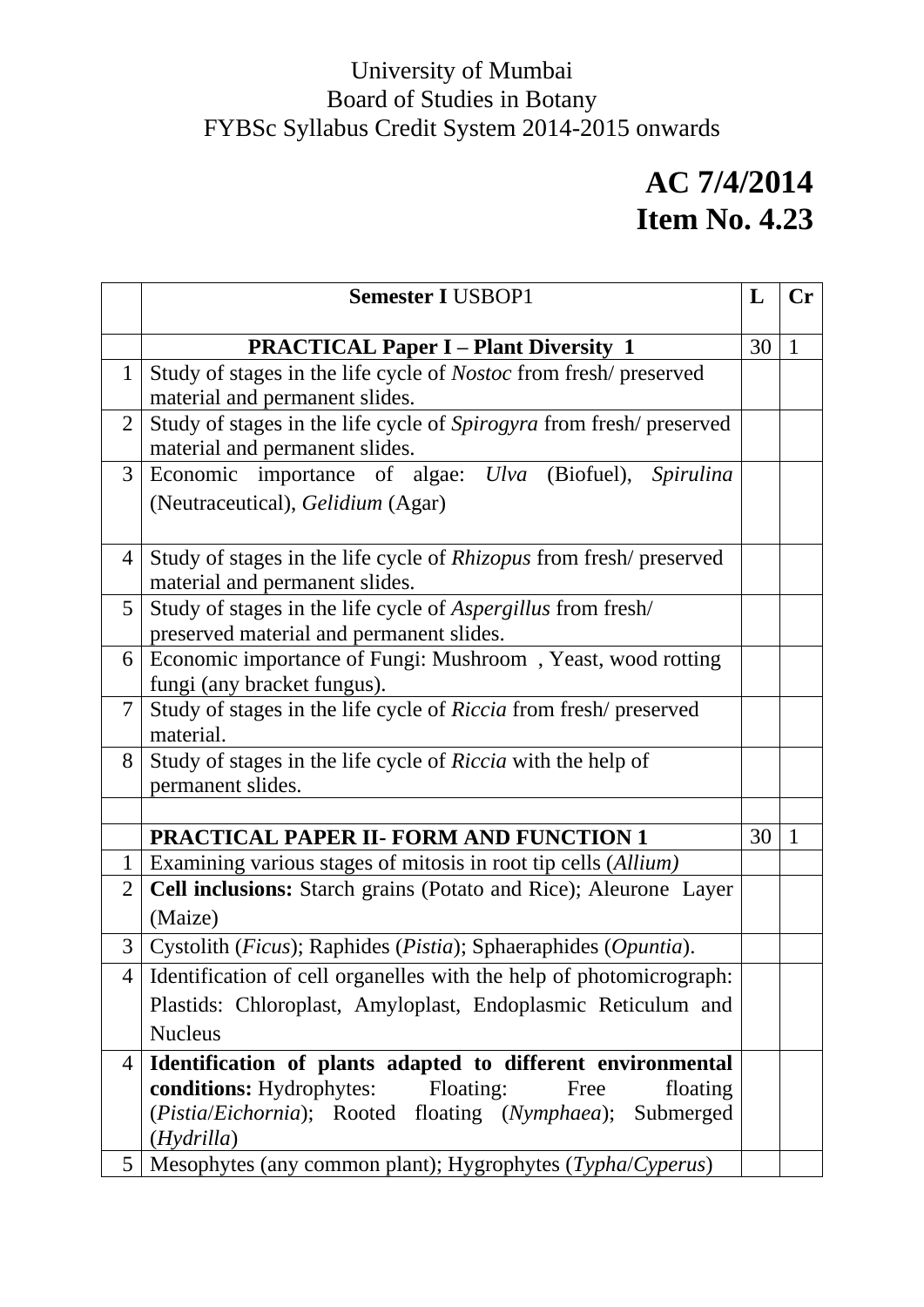University of Mumbai
Board of Studies in Botany
FYBSc Syllabus Credit System 2014-2015 onwards

**AC 7/4/2014**
**Item No. 4.23**

| | **Semester I** USBOP1 | **L** | **Cr** |
|---|---|---|---|
| | **PRACTICAL Paper I – Plant Diversity 1** | 30 | 1 |
| 1 | Study of stages in the life cycle of *Nostoc* from fresh/ preserved material and permanent slides. | | |
| 2 | Study of stages in the life cycle of *Spirogyra* from fresh/ preserved material and permanent slides. | | |
| 3 | Economic importance of algae: *Ulva* (Biofuel), *Spirulina* (Neutraceutical), *Gelidium* (Agar) | | |
| 4 | Study of stages in the life cycle of *Rhizopus* from fresh/ preserved material and permanent slides. | | |
| 5 | Study of stages in the life cycle of *Aspergillus* from fresh/ preserved material and permanent slides. | | |
| 6 | Economic importance of Fungi: Mushroom , Yeast, wood rotting fungi (any bracket fungus). | | |
| 7 | Study of stages in the life cycle of *Riccia* from fresh/ preserved material. | | |
| 8 | Study of stages in the life cycle of *Riccia* with the help of permanent slides. | | |
| | | | |
| | **PRACTICAL PAPER II- FORM AND FUNCTION 1** | 30 | 1 |
| 1 | Examining various stages of mitosis in root tip cells (*Allium)* | | |
| 2 | **Cell inclusions:** Starch grains (Potato and Rice); Aleurone Layer (Maize) | | |
| 3 | Cystolith (*Ficus*); Raphides (*Pistia*); Sphaeraphides (*Opuntia*). | | |
| 4 | Identification of cell organelles with the help of photomicrograph: Plastids: Chloroplast, Amyloplast, Endoplasmic Reticulum and Nucleus | | |
| 4 | **Identification of plants adapted to different environmental conditions:** Hydrophytes: Floating: Free floating (*Pistia*/*Eichornia*); Rooted floating (*Nymphaea*); Submerged (*Hydrilla*) | | |
| 5 | Mesophytes (any common plant); Hygrophytes (*Typha*/*Cyperus*) | | |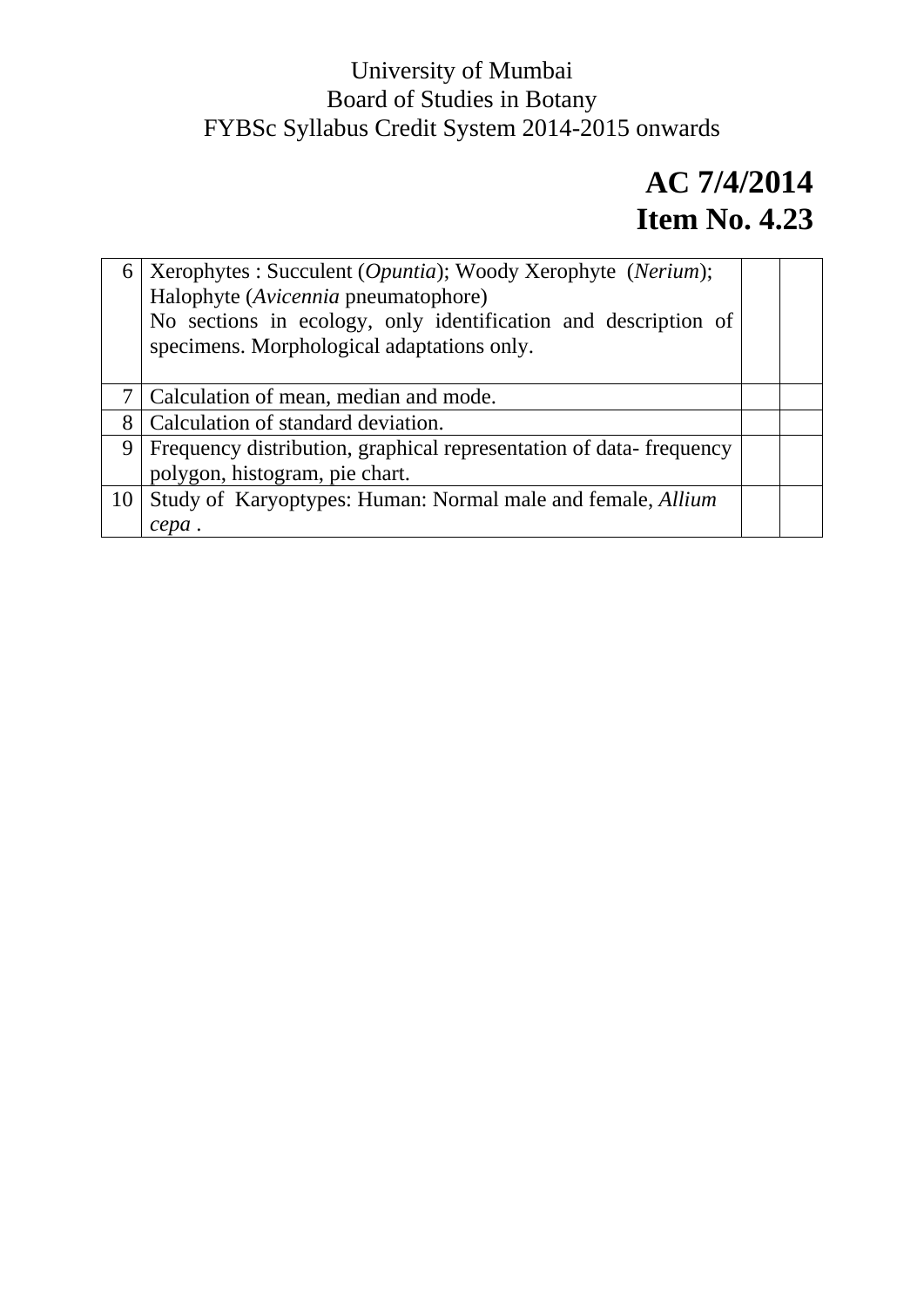University of Mumbai
Board of Studies in Botany
FYBSc Syllabus Credit System 2014-2015 onwards

**AC 7/4/2014**
**Item No. 4.23**

| | | | |
|---|---|---|---|
| 6 | Xerophytes : Succulent (*Opuntia*); Woody Xerophyte (*Nerium*); Halophyte (*Avicennia* pneumatophore)<br>No sections in ecology, only identification and description of specimens. Morphological adaptations only. | | |
| 7 | Calculation of mean, median and mode. | | |
| 8 | Calculation of standard deviation. | | |
| 9 | Frequency distribution, graphical representation of data- frequency polygon, histogram, pie chart. | | |
| 10 | Study of Karyoptypes: Human: Normal male and female, *Allium cepa* . | | |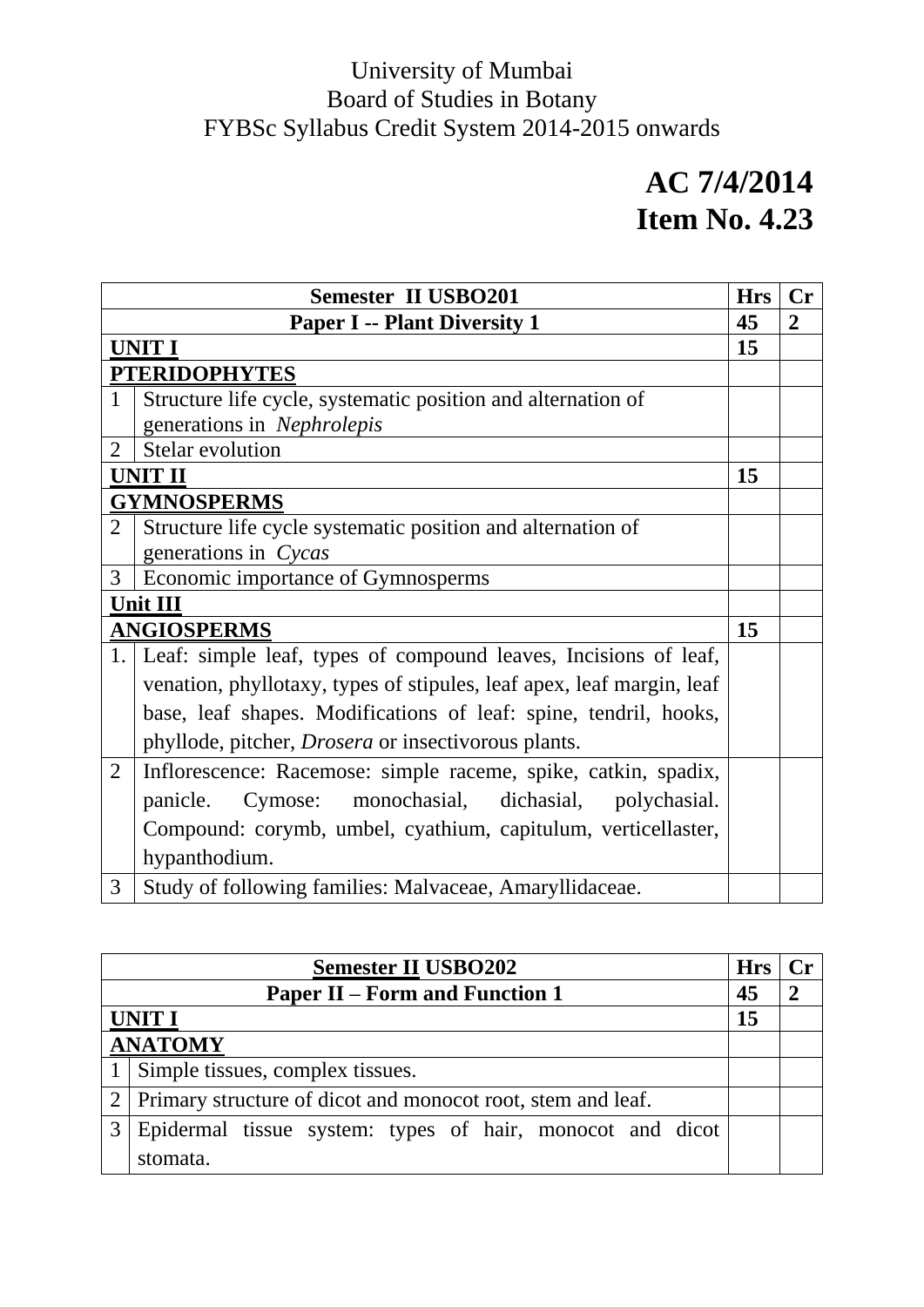University of Mumbai
Board of Studies in Botany
FYBSc Syllabus Credit System 2014-2015 onwards

**AC 7/4/2014**
**Item No. 4.23**

| Semester II USBO201 | | Hrs | Cr |
|---|---|---|---|
| **Paper I -- Plant Diversity 1** | | **45** | **2** |
| **UNIT I** | | **15** | |
| **PTERIDOPHYTES** | | | |
| 1 | Structure life cycle, systematic position and alternation of generations in *Nephrolepis* | | |
| 2 | Stelar evolution | | |
| **UNIT II** | | **15** | |
| **GYMNOSPERMS** | | | |
| 2 | Structure life cycle systematic position and alternation of generations in *Cycas* | | |
| 3 | Economic importance of Gymnosperms | | |
| **Unit III** | | | |
| **ANGIOSPERMS** | | **15** | |
| 1. | Leaf: simple leaf, types of compound leaves, Incisions of leaf, venation, phyllotaxy, types of stipules, leaf apex, leaf margin, leaf base, leaf shapes. Modifications of leaf: spine, tendril, hooks, phyllode, pitcher, *Drosera* or insectivorous plants. | | |
| 2 | Inflorescence: Racemose: simple raceme, spike, catkin, spadix, panicle. Cymose: monochasial, dichasial, polychasial. Compound: corymb, umbel, cyathium, capitulum, verticellaster, hypanthodium. | | |
| 3 | Study of following families: Malvaceae, Amaryllidaceae. | | |

| Semester II USBO202 | | Hrs | Cr |
|---|---|---|---|
| **Paper II – Form and Function 1** | | **45** | **2** |
| **UNIT I** | | **15** | |
| **ANATOMY** | | | |
| 1 | Simple tissues, complex tissues. | | |
| 2 | Primary structure of dicot and monocot root, stem and leaf. | | |
| 3 | Epidermal tissue system: types of hair, monocot and dicot stomata. | | |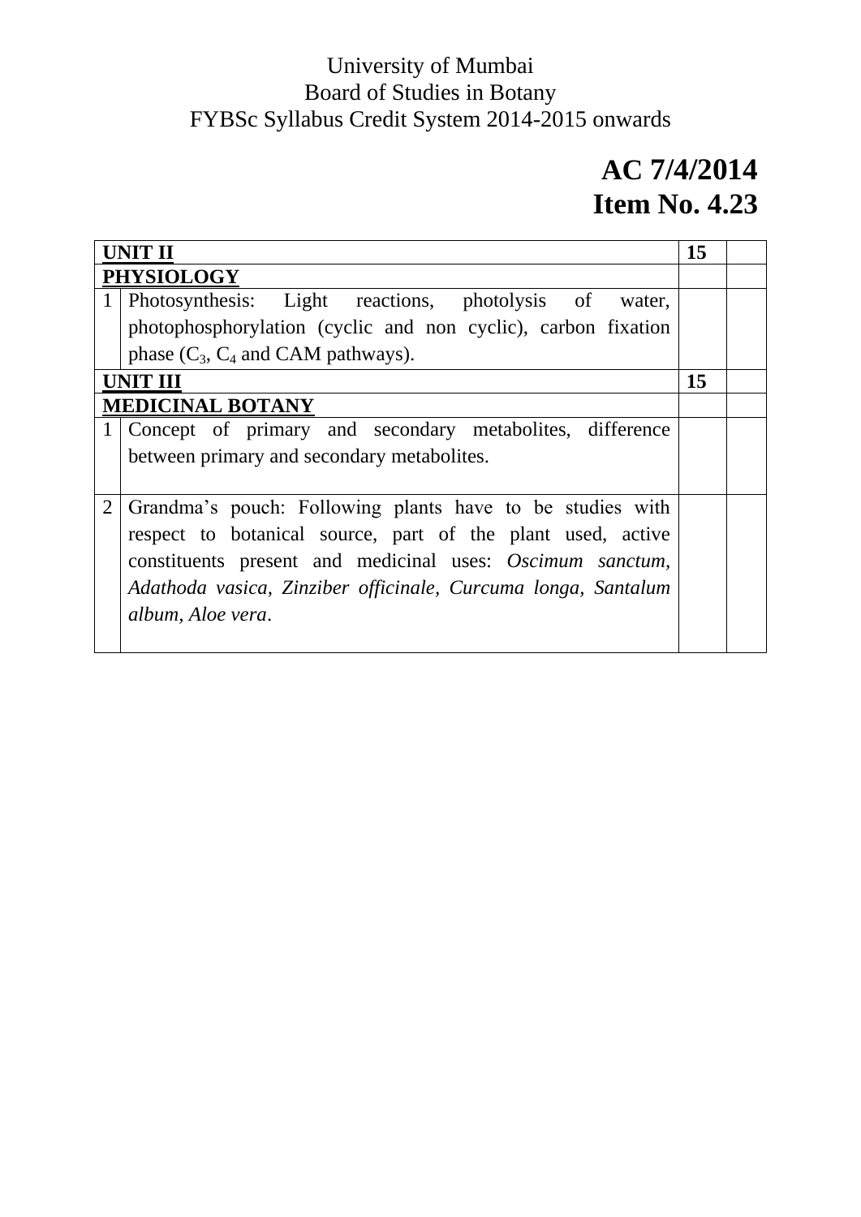University of Mumbai
Board of Studies in Botany
FYBSc Syllabus Credit System 2014-2015 onwards

**AC 7/4/2014**
**Item No. 4.23**

| | | | |
|---|---|---|---|
| **UNIT II** | | **15** | |
| **PHYSIOLOGY** | | | |
| 1 | Photosynthesis: Light reactions, photolysis of water, photophosphorylation (cyclic and non cyclic), carbon fixation phase ($C_3$, $C_4$ and CAM pathways). | | |
| **UNIT III** | | **15** | |
| **MEDICINAL BOTANY** | | | |
| 1 | Concept of primary and secondary metabolites, difference between primary and secondary metabolites. | | |
| 2 | Grandma's pouch: Following plants have to be studies with respect to botanical source, part of the plant used, active constituents present and medicinal uses: *Oscimum sanctum, Adathoda vasica, Zinziber officinale, Curcuma longa, Santalum album, Aloe vera*. | | |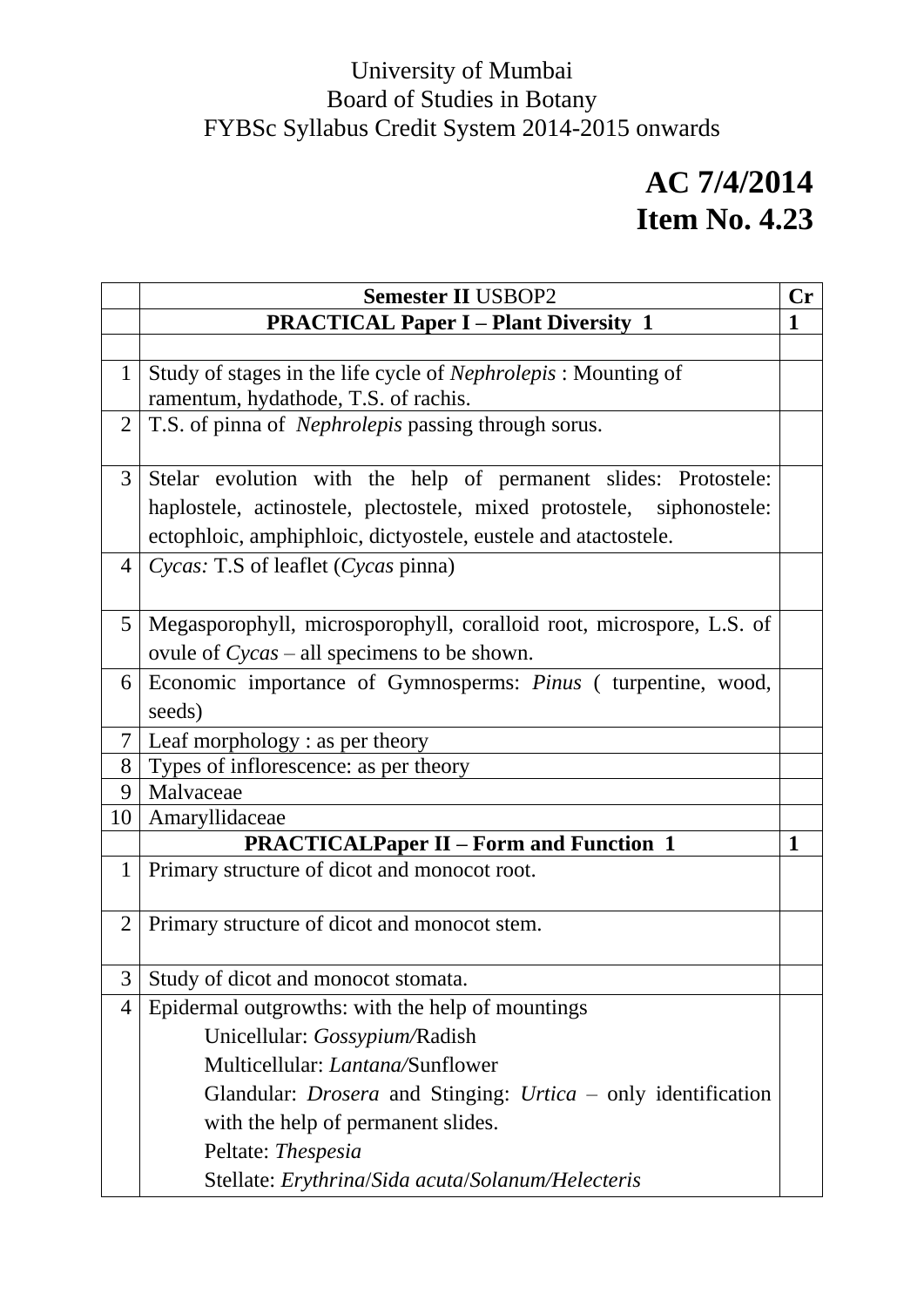University of Mumbai
Board of Studies in Botany
FYBSc Syllabus Credit System 2014-2015 onwards

**AC 7/4/2014**
**Item No. 4.23**

| | **Semester II** USBOP2 | **Cr** |
|---|---|---|
| | **PRACTICAL Paper I – Plant Diversity 1** | **1** |
| | | |
| 1 | Study of stages in the life cycle of *Nephrolepis* : Mounting of ramentum, hydathode, T.S. of rachis. | |
| 2 | T.S. of pinna of *Nephrolepis* passing through sorus. | |
| 3 | Stelar evolution with the help of permanent slides: Protostele: haplostele, actinostele, plectostele, mixed protostele, siphonostele: ectophloic, amphiphloic, dictyostele, eustele and atactostele. | |
| 4 | *Cycas:* T.S of leaflet (*Cycas* pinna) | |
| 5 | Megasporophyll, microsporophyll, coralloid root, microspore, L.S. of ovule of *Cycas* – all specimens to be shown. | |
| 6 | Economic importance of Gymnosperms: *Pinus* ( turpentine, wood, seeds) | |
| 7 | Leaf morphology : as per theory | |
| 8 | Types of inflorescence: as per theory | |
| 9 | Malvaceae | |
| 10 | Amaryllidaceae | |
| | **PRACTICALPaper II – Form and Function 1** | **1** |
| 1 | Primary structure of dicot and monocot root. | |
| 2 | Primary structure of dicot and monocot stem. | |
| 3 | Study of dicot and monocot stomata. | |
| 4 | Epidermal outgrowths: with the help of mountings<br>Unicellular: *Gossypium/*Radish<br>Multicellular: *Lantana/*Sunflower<br>Glandular: *Drosera* and Stinging: *Urtica* – only identification with the help of permanent slides.<br>Peltate: *Thespesia*<br>Stellate: *Erythrina*/*Sida acuta*/*Solanum/Helecteris* | |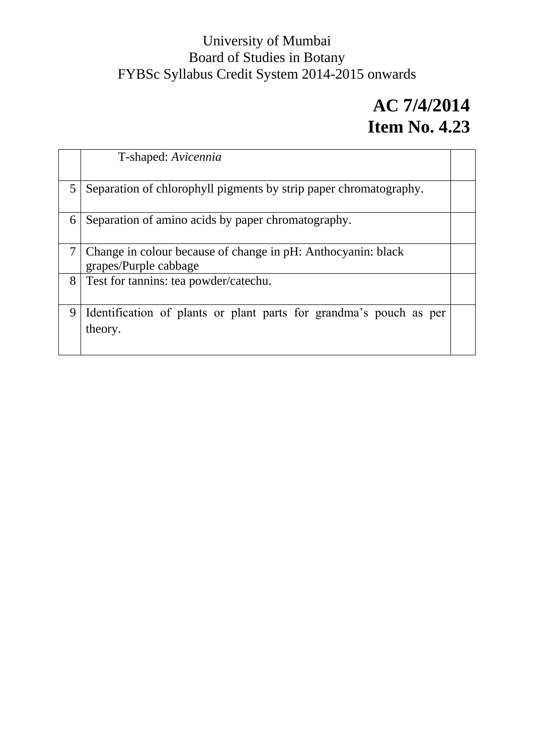University of Mumbai
Board of Studies in Botany
FYBSc Syllabus Credit System 2014-2015 onwards

**AC 7/4/2014**
**Item No. 4.23**

| | | |
|---|---|---|
| | T-shaped: *Avicennia* | |
| 5 | Separation of chlorophyll pigments by strip paper chromatography. | |
| 6 | Separation of amino acids by paper chromatography. | |
| 7 | Change in colour because of change in pH: Anthocyanin: black grapes/Purple cabbage | |
| 8 | Test for tannins: tea powder/catechu. | |
| 9 | Identification of plants or plant parts for grandma's pouch as per theory. | |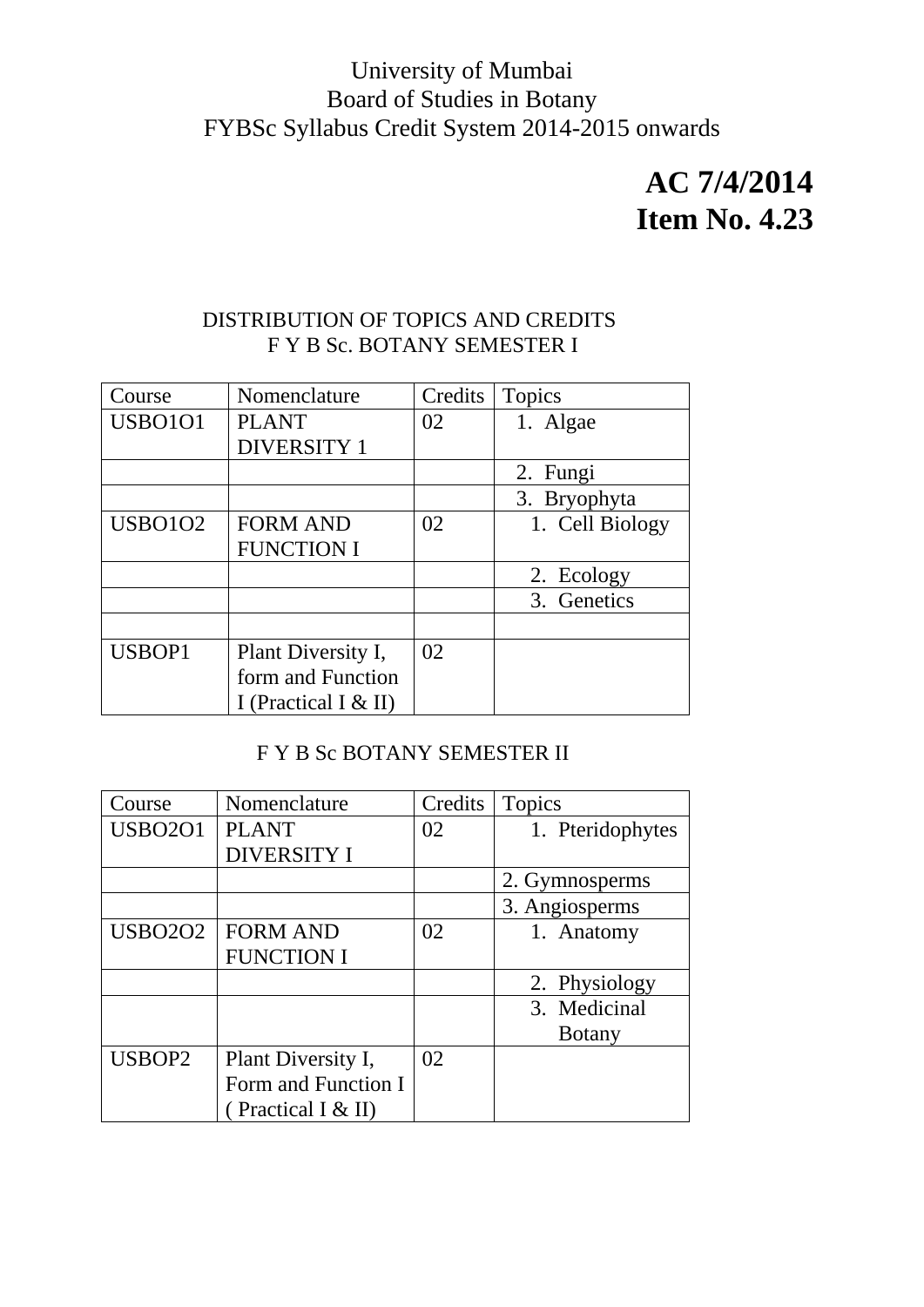University of Mumbai
Board of Studies in Botany
FYBSc Syllabus Credit System 2014-2015 onwards

**AC 7/4/2014**
**Item No. 4.23**

DISTRIBUTION OF TOPICS AND CREDITS
F Y B Sc. BOTANY SEMESTER I

| Course | Nomenclature | Credits | Topics |
|---|---|---|---|
| USBO1O1 | PLANT DIVERSITY 1 | 02 | 1. Algae |
| | | | 2. Fungi |
| | | | 3. Bryophyta |
| USBO1O2 | FORM AND FUNCTION I | 02 | 1. Cell Biology |
| | | | 2. Ecology |
| | | | 3. Genetics |
| | | | |
| USBOP1 | Plant Diversity I, form and Function I (Practical I & II) | 02 | |

F Y B Sc BOTANY SEMESTER II

| Course | Nomenclature | Credits | Topics |
|---|---|---|---|
| USBO2O1 | PLANT DIVERSITY I | 02 | 1. Pteridophytes |
| | | | 2. Gymnosperms |
| | | | 3. Angiosperms |
| USBO2O2 | FORM AND FUNCTION I | 02 | 1. Anatomy |
| | | | 2. Physiology |
| | | | 3. Medicinal Botany |
| USBOP2 | Plant Diversity I, Form and Function I ( Practical I & II) | 02 | |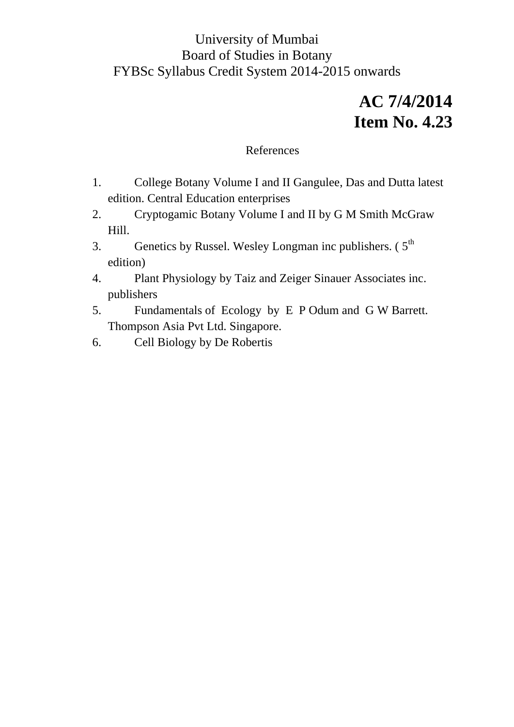University of Mumbai
Board of Studies in Botany
FYBSc Syllabus Credit System 2014-2015 onwards

**AC 7/4/2014**
**Item No. 4.23**

References

1. College Botany Volume I and II Gangulee, Das and Dutta latest edition. Central Education enterprises
2. Cryptogamic Botany Volume I and II by G M Smith McGraw Hill.
3. Genetics by Russel. Wesley Longman inc publishers. ( 5th edition)
4. Plant Physiology by Taiz and Zeiger Sinauer Associates inc. publishers
5. Fundamentals of Ecology by E P Odum and G W Barrett. Thompson Asia Pvt Ltd. Singapore.
6. Cell Biology by De Robertis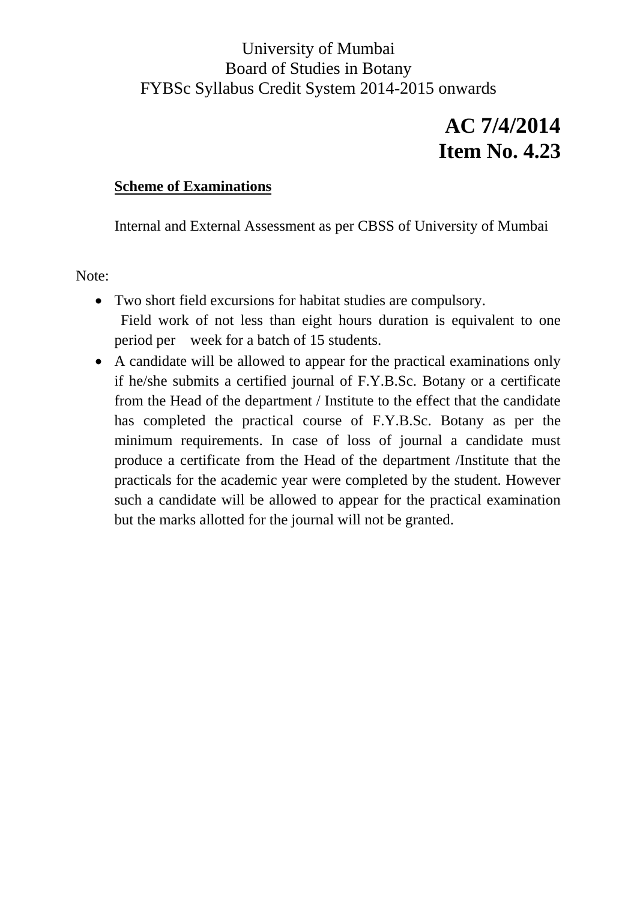University of Mumbai
Board of Studies in Botany
FYBSc Syllabus Credit System 2014-2015 onwards

**AC 7/4/2014**
**Item No. 4.23**

**Scheme of Examinations**

Internal and External Assessment as per CBSS of University of Mumbai

Note:

- Two short field excursions for habitat studies are compulsory.
  Field work of not less than eight hours duration is equivalent to one period per week for a batch of 15 students.
- A candidate will be allowed to appear for the practical examinations only if he/she submits a certified journal of F.Y.B.Sc. Botany or a certificate from the Head of the department / Institute to the effect that the candidate has completed the practical course of F.Y.B.Sc. Botany as per the minimum requirements. In case of loss of journal a candidate must produce a certificate from the Head of the department /Institute that the practicals for the academic year were completed by the student. However such a candidate will be allowed to appear for the practical examination but the marks allotted for the journal will not be granted.